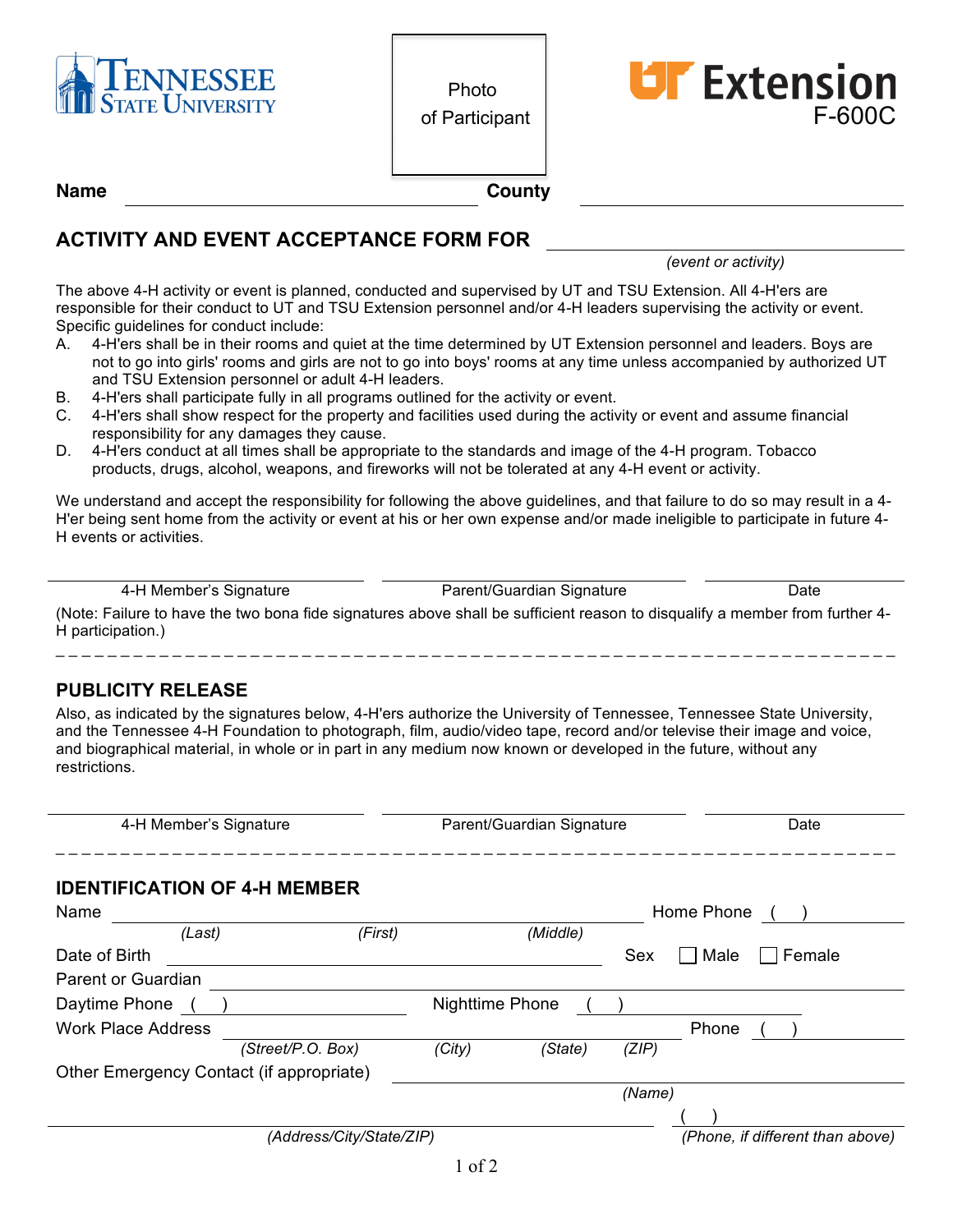Tennessee State University

Photo of Participant

UT Extension
F-600C

**Name** ______________________ **County** ______________________

## ACTIVITY AND EVENT ACCEPTANCE FORM FOR ______________________

*(event or activity)*

The above 4-H activity or event is planned, conducted and supervised by UT and TSU Extension. All 4-H'ers are responsible for their conduct to UT and TSU Extension personnel and/or 4-H leaders supervising the activity or event. Specific guidelines for conduct include:

A. 4-H'ers shall be in their rooms and quiet at the time determined by UT Extension personnel and leaders. Boys are not to go into girls' rooms and girls are not to go into boys' rooms at any time unless accompanied by authorized UT and TSU Extension personnel or adult 4-H leaders.

B. 4-H'ers shall participate fully in all programs outlined for the activity or event.

C. 4-H'ers shall show respect for the property and facilities used during the activity or event and assume financial responsibility for any damages they cause.

D. 4-H'ers conduct at all times shall be appropriate to the standards and image of the 4-H program. Tobacco products, drugs, alcohol, weapons, and fireworks will not be tolerated at any 4-H event or activity.

We understand and accept the responsibility for following the above guidelines, and that failure to do so may result in a 4-H'er being sent home from the activity or event at his or her own expense and/or made ineligible to participate in future 4-H events or activities.

______________________ ______________________ ______________
4-H Member's Signature Parent/Guardian Signature Date

(Note: Failure to have the two bona fide signatures above shall be sufficient reason to disqualify a member from further 4-H participation.)

## PUBLICITY RELEASE

Also, as indicated by the signatures below, 4-H'ers authorize the University of Tennessee, Tennessee State University, and the Tennessee 4-H Foundation to photograph, film, audio/video tape, record and/or televise their image and voice, and biographical material, in whole or in part in any medium now known or developed in the future, without any restrictions.

______________________ ______________________ ______________
4-H Member's Signature Parent/Guardian Signature Date

## IDENTIFICATION OF 4-H MEMBER

Name ______________________________________ Home Phone ( ) __________
*(Last)* *(First)* *(Middle)*

Date of Birth ______________________ Sex ☐ Male ☐ Female

Parent or Guardian ______________________________________

Daytime Phone ( ) ______________ Nighttime Phone ( ) ______________

Work Place Address ______________________________________ Phone ( ) __________
*(Street/P.O. Box)* *(City)* *(State)* *(ZIP)*

Other Emergency Contact (if appropriate) ______________________
*(Name)*

______________________________________ ( ) __________
*(Address/City/State/ZIP)* *(Phone, if different than above)*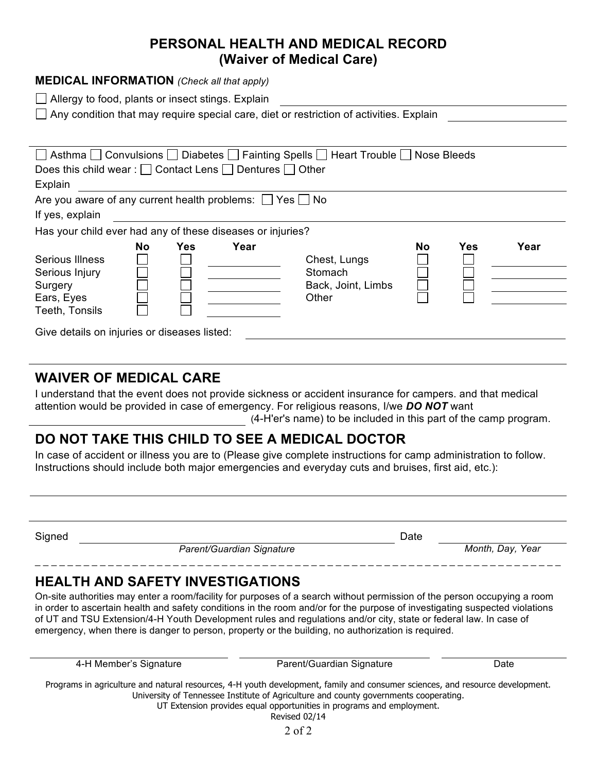# PERSONAL HEALTH AND MEDICAL RECORD
# (Waiver of Medical Care)

**MEDICAL INFORMATION** *(Check all that apply)*

☐ Allergy to food, plants or insect stings. Explain ______________________________

☐ Any condition that may require special care, diet or restriction of activities. Explain ______________________________

______________________________________________________________________

☐ Asthma ☐ Convulsions ☐ Diabetes ☐ Fainting Spells ☐ Heart Trouble ☐ Nose Bleeds

Does this child wear : ☐ Contact Lens ☐ Dentures ☐ Other

Explain ______________________________

Are you aware of any current health problems: ☐ Yes ☐ No

If yes, explain ______________________________

Has your child ever had any of these diseases or injuries?

| | No | Yes | Year | | No | Yes | Year |
|---|---|---|---|---|---|---|---|
| Serious Illness | ☐ | ☐ | ________ | Chest, Lungs | ☐ | ☐ | ________ |
| Serious Injury | ☐ | ☐ | ________ | Stomach | ☐ | ☐ | ________ |
| Surgery | ☐ | ☐ | ________ | Back, Joint, Limbs | ☐ | ☐ | ________ |
| Ears, Eyes | ☐ | ☐ | ________ | Other | ☐ | ☐ | ________ |
| Teeth, Tonsils | ☐ | ☐ | ________ | | | | |

Give details on injuries or diseases listed: ______________________________

______________________________________________________________________

## WAIVER OF MEDICAL CARE

I understand that the event does not provide sickness or accident insurance for campers. and that medical attention would be provided in case of emergency. For religious reasons, I/we ***DO NOT*** want ______________________________ (4-H'er's name) to be included in this part of the camp program.

## DO NOT TAKE THIS CHILD TO SEE A MEDICAL DOCTOR

In case of accident or illness you are to (Please give complete instructions for camp administration to follow. Instructions should include both major emergencies and everyday cuts and bruises, first aid, etc.):

______________________________________________________________________

______________________________________________________________________

Signed ______________________________ Date ______________________________

*Parent/Guardian Signature* *Month, Day, Year*

---

## HEALTH AND SAFETY INVESTIGATIONS

On-site authorities may enter a room/facility for purposes of a search without permission of the person occupying a room in order to ascertain health and safety conditions in the room and/or for the purpose of investigating suspected violations of UT and TSU Extension/4-H Youth Development rules and regulations and/or city, state or federal law. In case of emergency, when there is danger to person, property or the building, no authorization is required.

______________________________ ______________________________ ______________________________

4-H Member's Signature Parent/Guardian Signature Date

Programs in agriculture and natural resources, 4-H youth development, family and consumer sciences, and resource development.
University of Tennessee Institute of Agriculture and county governments cooperating.
UT Extension provides equal opportunities in programs and employment.
Revised 02/14